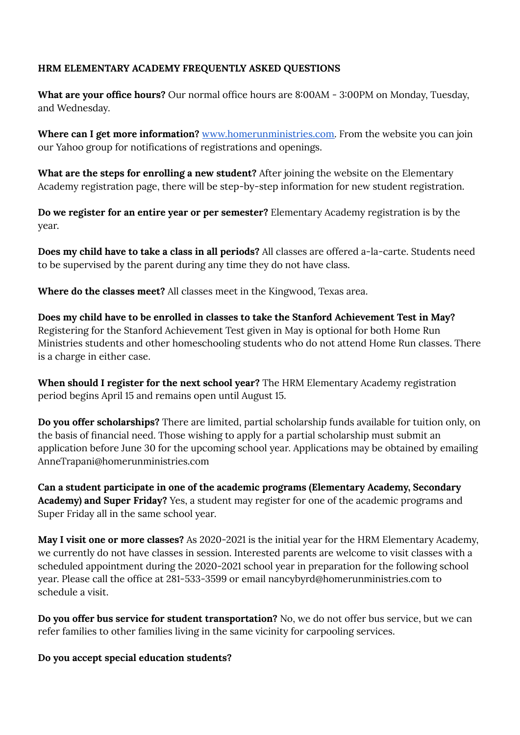**HRM ELEMENTARY ACADEMY FREQUENTLY ASKED QUESTIONS**

**What are your office hours?** Our normal office hours are 8:00AM - 3:00PM on Monday, Tuesday, and Wednesday.

**Where can I get more information?** [www.homerunministries.com](http://www.homerunministries.com). From the website you can join our Yahoo group for notifications of registrations and openings.

**What are the steps for enrolling a new student?** After joining the website on the Elementary Academy registration page, there will be step-by-step information for new student registration.

**Do we register for an entire year or per semester?** Elementary Academy registration is by the year.

**Does my child have to take a class in all periods?** All classes are offered a-la-carte. Students need to be supervised by the parent during any time they do not have class.

**Where do the classes meet?** All classes meet in the Kingwood, Texas area.

**Does my child have to be enrolled in classes to take the Stanford Achievement Test in May?** Registering for the Stanford Achievement Test given in May is optional for both Home Run Ministries students and other homeschooling students who do not attend Home Run classes. There is a charge in either case.

**When should I register for the next school year?** The HRM Elementary Academy registration period begins April 15 and remains open until August 15.

**Do you offer scholarships?** There are limited, partial scholarship funds available for tuition only, on the basis of financial need. Those wishing to apply for a partial scholarship must submit an application before June 30 for the upcoming school year. Applications may be obtained by emailing AnneTrapani@homerunministries.com

**Can a student participate in one of the academic programs (Elementary Academy, Secondary Academy) and Super Friday?** Yes, a student may register for one of the academic programs and Super Friday all in the same school year.

**May I visit one or more classes?** As 2020-2021 is the initial year for the HRM Elementary Academy, we currently do not have classes in session. Interested parents are welcome to visit classes with a scheduled appointment during the 2020-2021 school year in preparation for the following school year. Please call the office at 281-533-3599 or email nancybyrd@homerunministries.com to schedule a visit.

**Do you offer bus service for student transportation?** No, we do not offer bus service, but we can refer families to other families living in the same vicinity for carpooling services.

**Do you accept special education students?**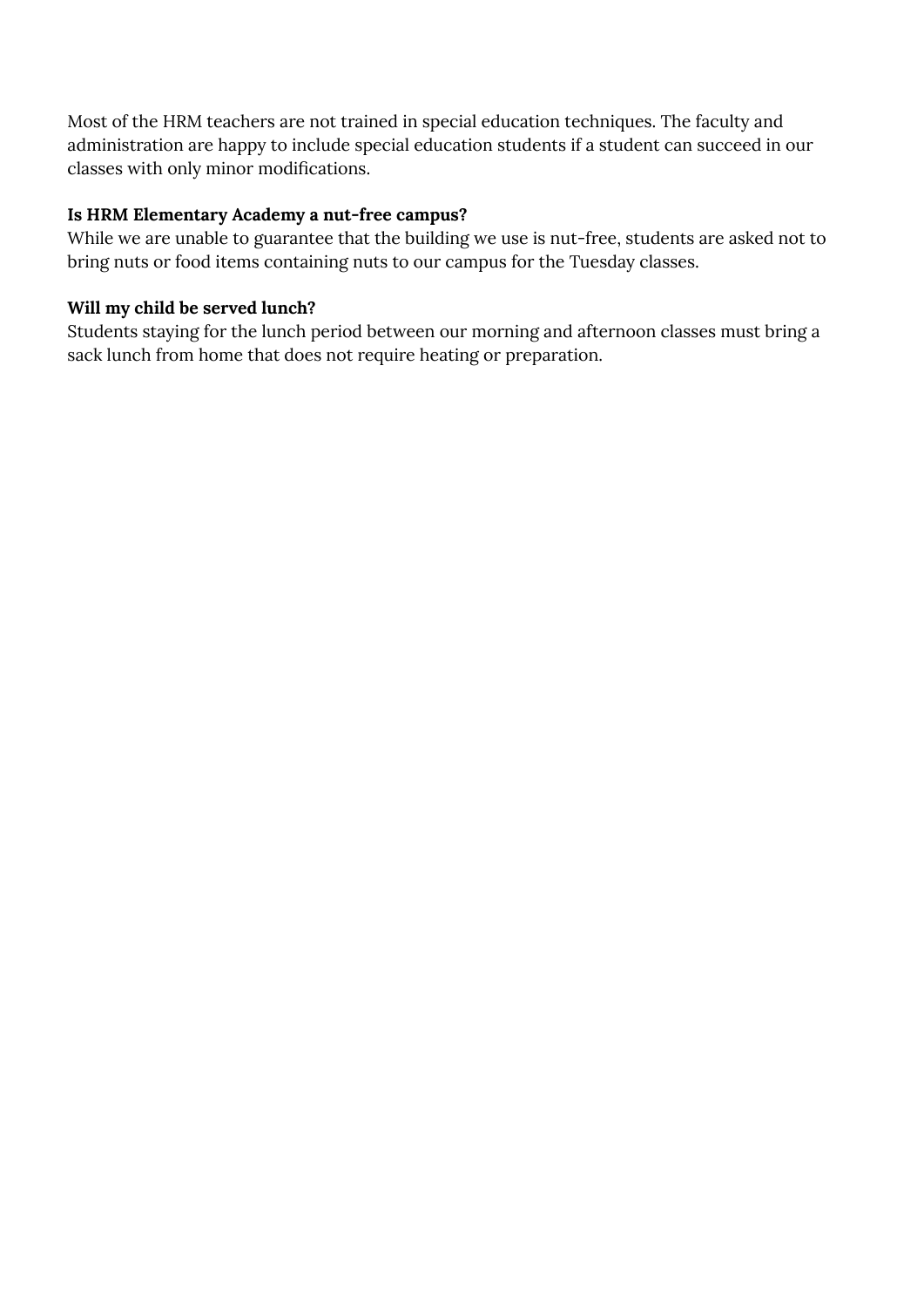Most of the HRM teachers are not trained in special education techniques. The faculty and administration are happy to include special education students if a student can succeed in our classes with only minor modifications.

**Is HRM Elementary Academy a nut-free campus?**
While we are unable to guarantee that the building we use is nut-free, students are asked not to bring nuts or food items containing nuts to our campus for the Tuesday classes.

**Will my child be served lunch?**
Students staying for the lunch period between our morning and afternoon classes must bring a sack lunch from home that does not require heating or preparation.